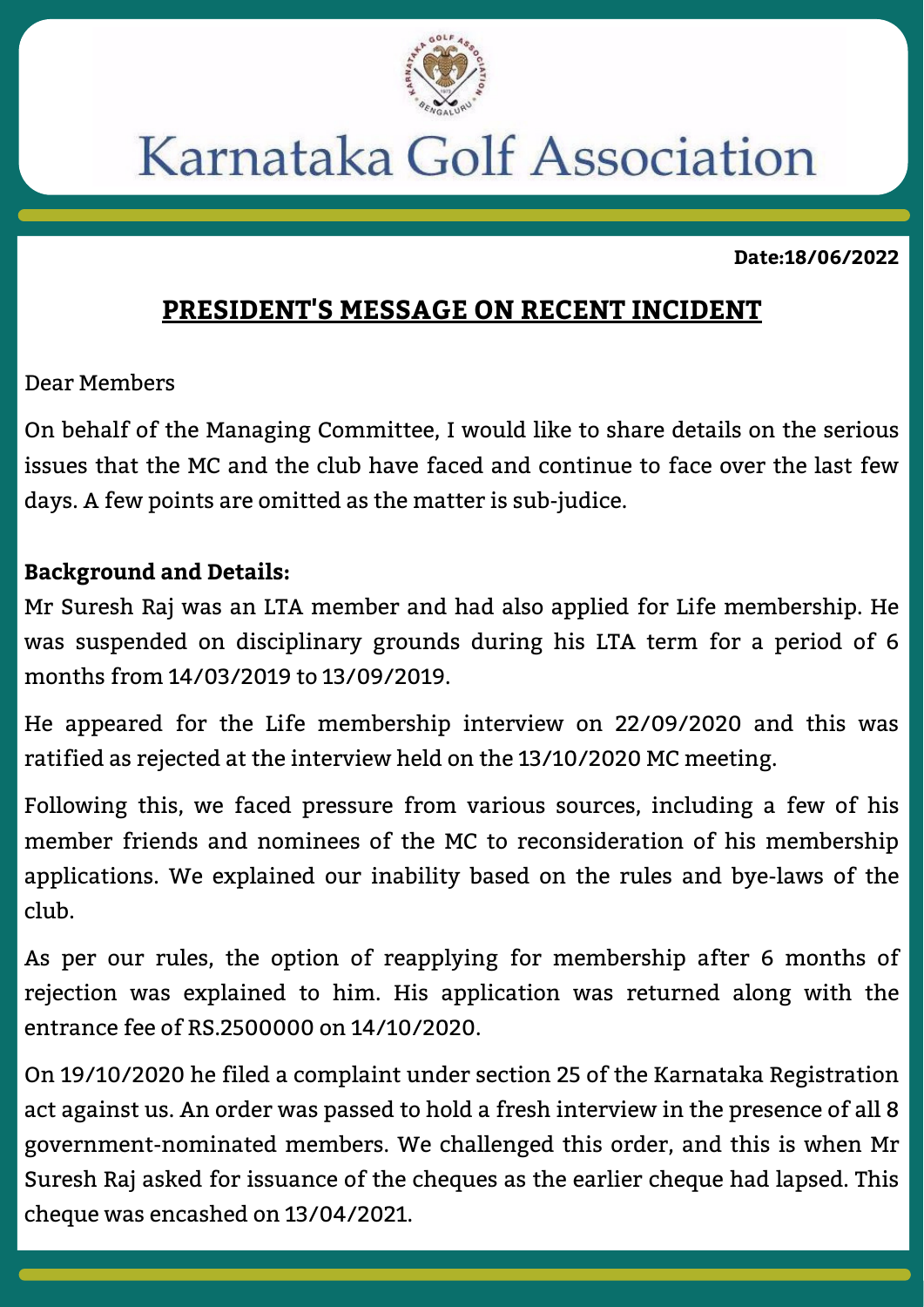# Karnataka Golf Association

**Date:18/06/2022**

## PRESIDENT'S MESSAGE ON RECENT INCIDENT

Dear Members

On behalf of the Managing Committee, I would like to share details on the serious issues that the MC and the club have faced and continue to face over the last few days. A few points are omitted as the matter is sub-judice.

**Background and Details:**

Mr Suresh Raj was an LTA member and had also applied for Life membership. He was suspended on disciplinary grounds during his LTA term for a period of 6 months from 14/03/2019 to 13/09/2019.

He appeared for the Life membership interview on 22/09/2020 and this was ratified as rejected at the interview held on the 13/10/2020 MC meeting.

Following this, we faced pressure from various sources, including a few of his member friends and nominees of the MC to reconsideration of his membership applications. We explained our inability based on the rules and bye-laws of the club.

As per our rules, the option of reapplying for membership after 6 months of rejection was explained to him. His application was returned along with the entrance fee of RS.2500000 on 14/10/2020.

On 19/10/2020 he filed a complaint under section 25 of the Karnataka Registration act against us. An order was passed to hold a fresh interview in the presence of all 8 government-nominated members. We challenged this order, and this is when Mr Suresh Raj asked for issuance of the cheques as the earlier cheque had lapsed. This cheque was encashed on 13/04/2021.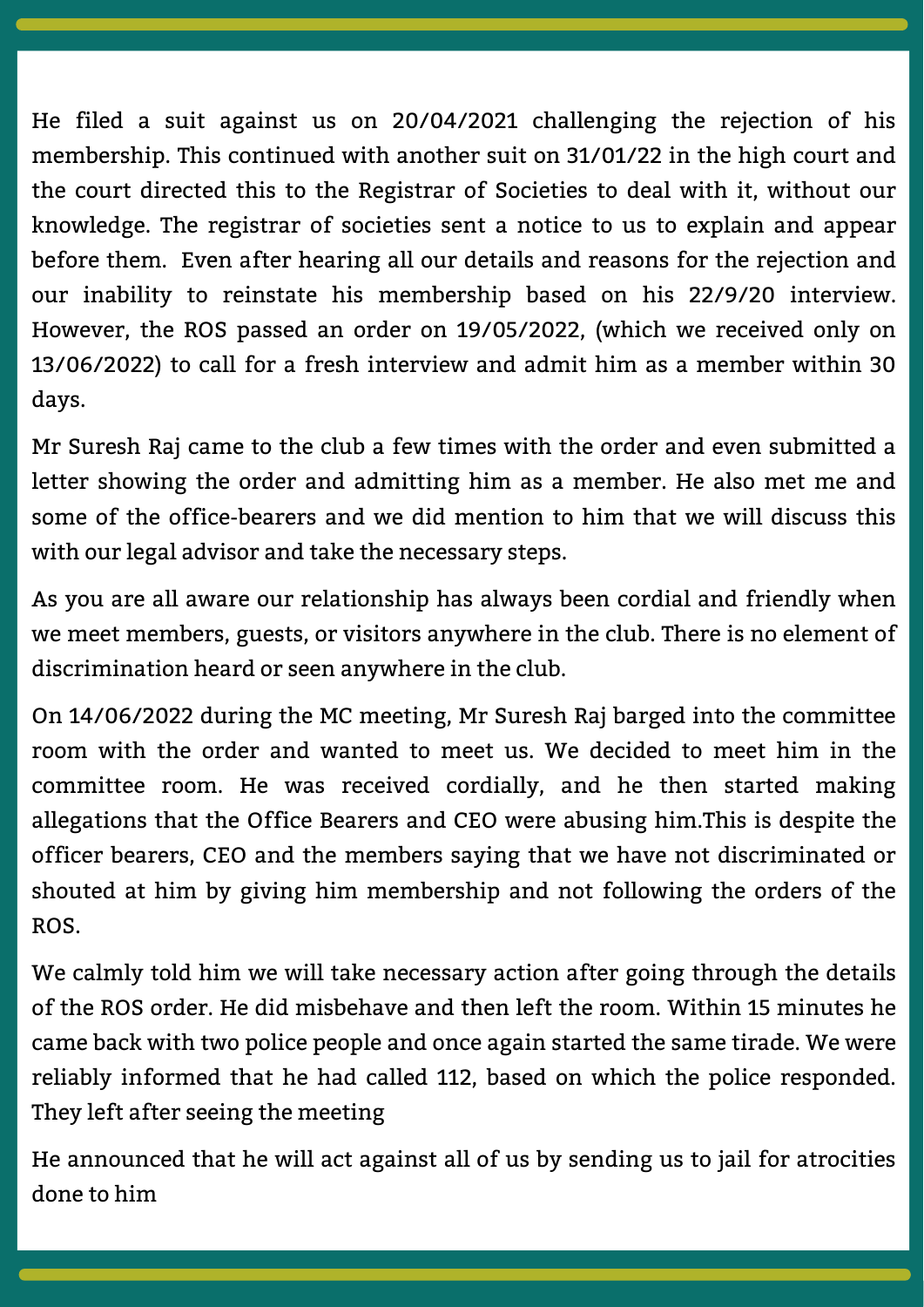He filed a suit against us on 20/04/2021 challenging the rejection of his membership. This continued with another suit on 31/01/22 in the high court and the court directed this to the Registrar of Societies to deal with it, without our knowledge. The registrar of societies sent a notice to us to explain and appear before them.  Even after hearing all our details and reasons for the rejection and our inability to reinstate his membership based on his 22/9/20 interview. However, the ROS passed an order on 19/05/2022, (which we received only on 13/06/2022) to call for a fresh interview and admit him as a member within 30 days.

Mr Suresh Raj came to the club a few times with the order and even submitted a letter showing the order and admitting him as a member. He also met me and some of the office-bearers and we did mention to him that we will discuss this with our legal advisor and take the necessary steps.

As you are all aware our relationship has always been cordial and friendly when we meet members, guests, or visitors anywhere in the club. There is no element of discrimination heard or seen anywhere in the club.

On 14/06/2022 during the MC meeting, Mr Suresh Raj barged into the committee room with the order and wanted to meet us. We decided to meet him in the committee room. He was received cordially, and he then started making allegations that the Office Bearers and CEO were abusing him.This is despite the officer bearers, CEO and the members saying that we have not discriminated or shouted at him by giving him membership and not following the orders of the ROS.

We calmly told him we will take necessary action after going through the details of the ROS order. He did misbehave and then left the room. Within 15 minutes he came back with two police people and once again started the same tirade. We were reliably informed that he had called 112, based on which the police responded. They left after seeing the meeting

He announced that he will act against all of us by sending us to jail for atrocities done to him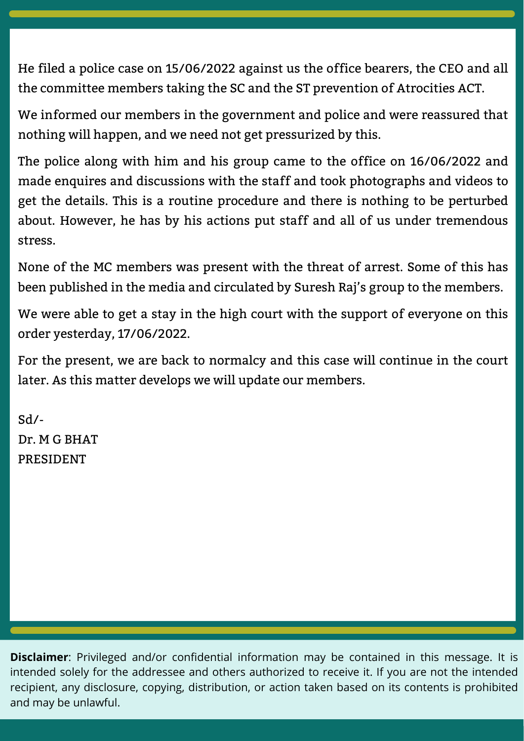He filed a police case on 15/06/2022 against us the office bearers, the CEO and all the committee members taking the SC and the ST prevention of Atrocities ACT.

We informed our members in the government and police and were reassured that nothing will happen, and we need not get pressurized by this.

The police along with him and his group came to the office on 16/06/2022 and made enquires and discussions with the staff and took photographs and videos to get the details. This is a routine procedure and there is nothing to be perturbed about. However, he has by his actions put staff and all of us under tremendous stress.

None of the MC members was present with the threat of arrest. Some of this has been published in the media and circulated by Suresh Raj's group to the members.

We were able to get a stay in the high court with the support of everyone on this order yesterday, 17/06/2022.

For the present, we are back to normalcy and this case will continue in the court later. As this matter develops we will update our members.

Sd/-  
Dr. M G BHAT  
PRESIDENT

**Disclaimer**: Privileged and/or confidential information may be contained in this message. It is intended solely for the addressee and others authorized to receive it. If you are not the intended recipient, any disclosure, copying, distribution, or action taken based on its contents is prohibited and may be unlawful.